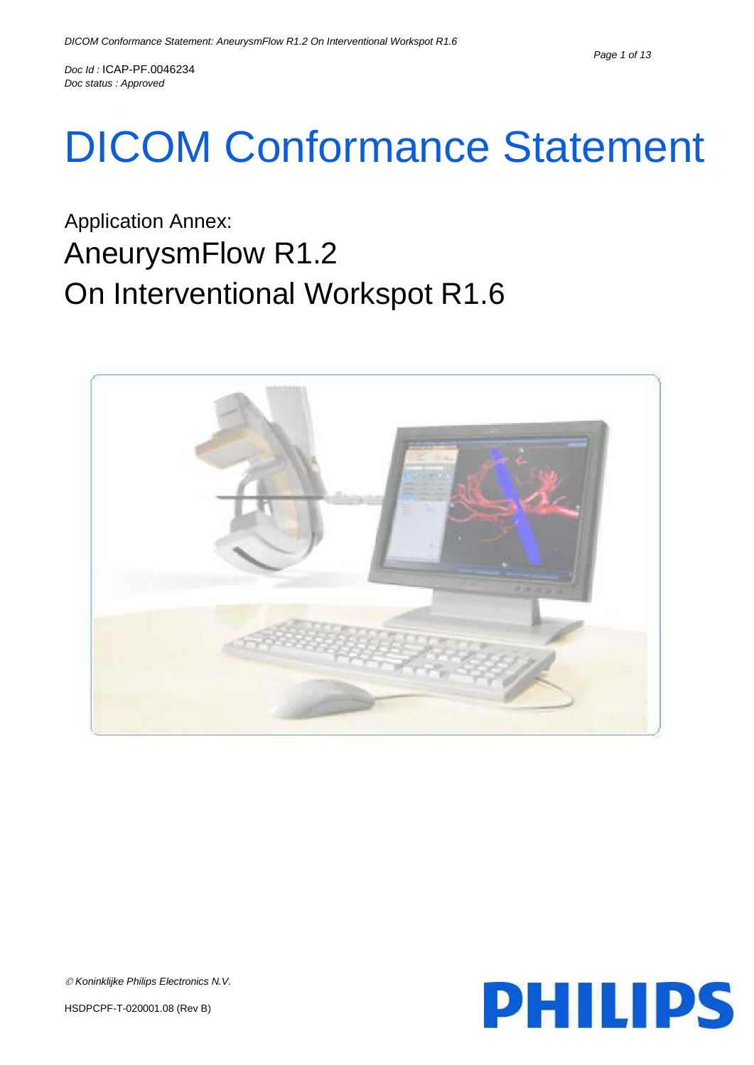Doc Id : ICAP-PF.0046234
Doc status : Approved

# DICOM Conformance Statement

## Application Annex:
## AneurysmFlow R1.2
## On Interventional Workspot R1.6

© Koninklijke Philips Electronics N.V.

HSDPCPF-T-020001.08 (Rev B)

PHILIPS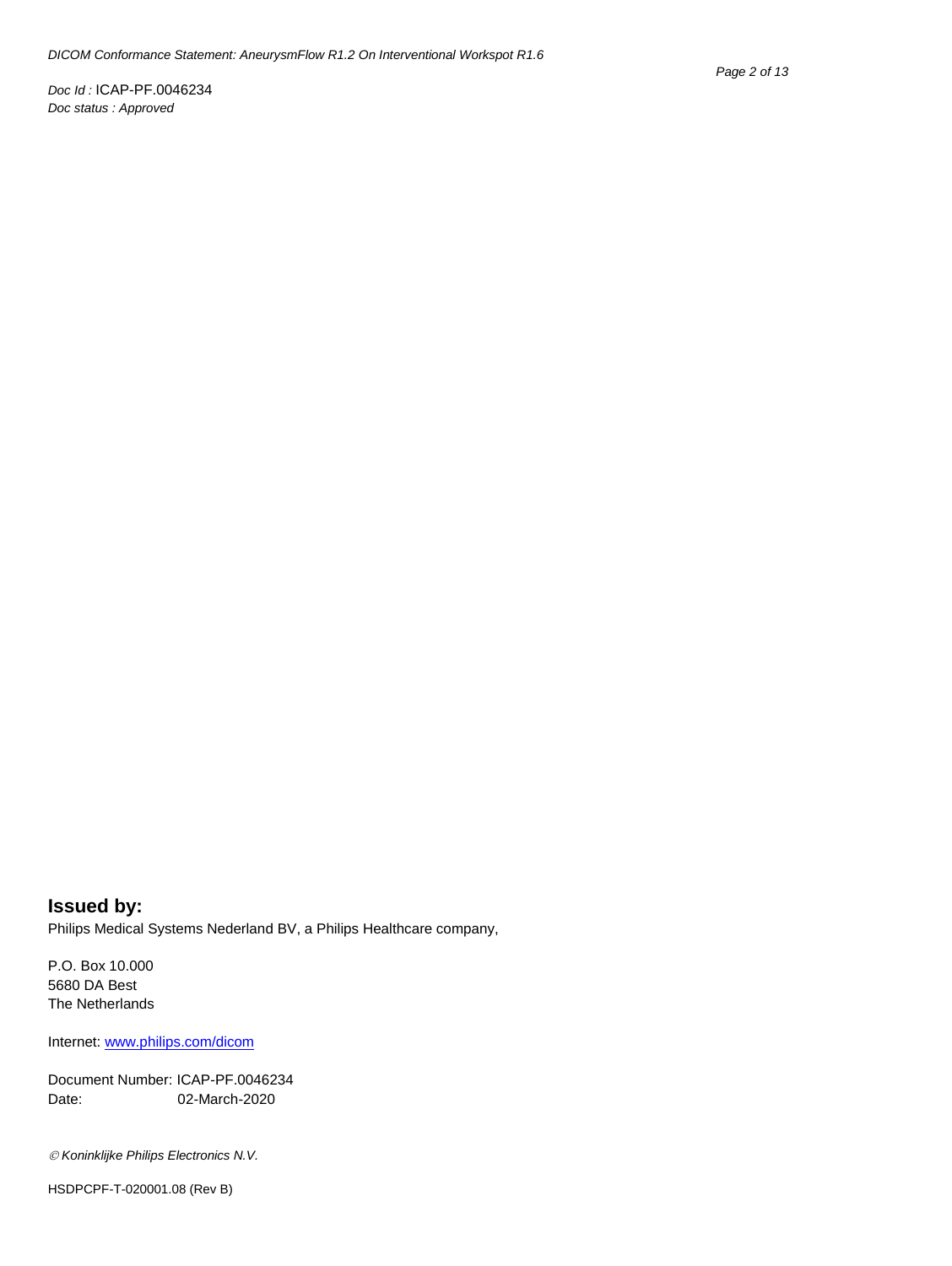**Issued by:**

Philips Medical Systems Nederland BV, a Philips Healthcare company,

P.O. Box 10.000
5680 DA Best
The Netherlands

Internet: [www.philips.com/dicom](www.philips.com/dicom)

Document Number: ICAP-PF.0046234
Date: 02-March-2020

*© Koninklijke Philips Electronics N.V.*

HSDPCPF-T-020001.08 (Rev B)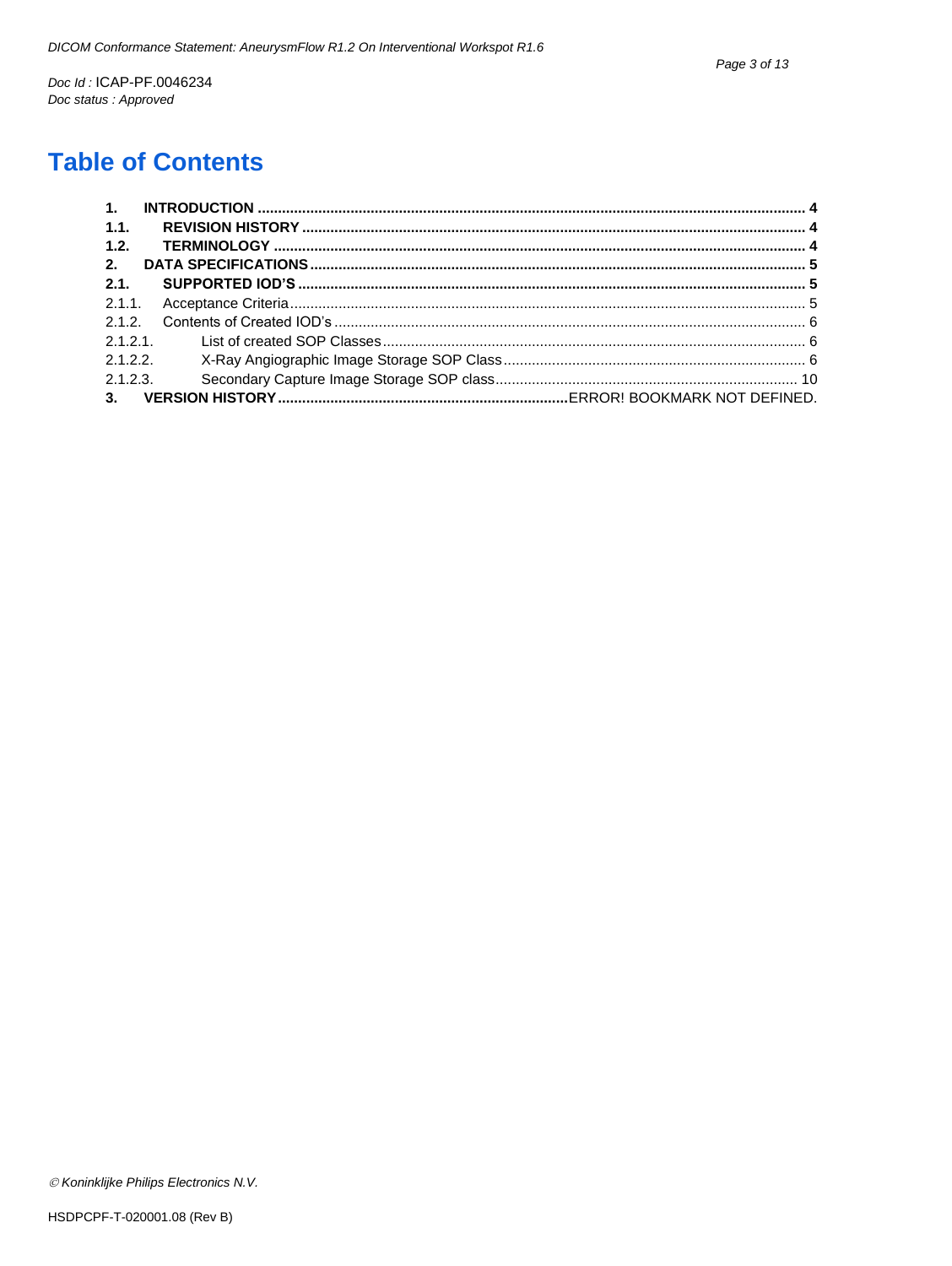# Table of Contents

**1. INTRODUCTION** .......... **4**
**1.1. REVISION HISTORY** .......... **4**
**1.2. TERMINOLOGY** .......... **4**
**2. DATA SPECIFICATIONS** .......... **5**
**2.1. SUPPORTED IOD'S** .......... **5**
2.1.1. Acceptance Criteria .......... 5
2.1.2. Contents of Created IOD's .......... 6
2.1.2.1. List of created SOP Classes .......... 6
2.1.2.2. X-Ray Angiographic Image Storage SOP Class .......... 6
2.1.2.3. Secondary Capture Image Storage SOP class .......... 10
**3. VERSION HISTORY** .......... ERROR! BOOKMARK NOT DEFINED.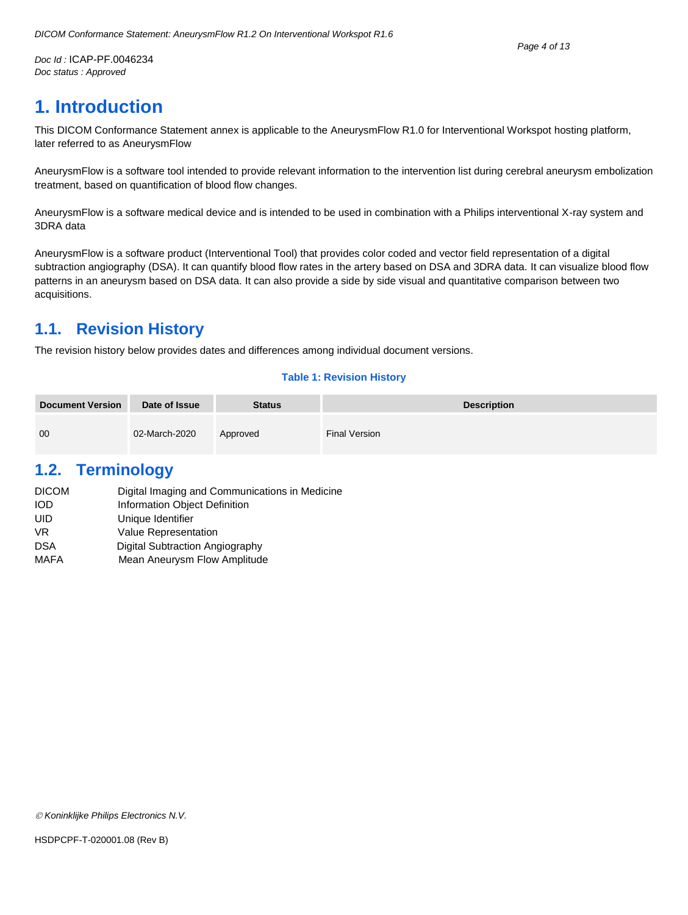# 1. Introduction

This DICOM Conformance Statement annex is applicable to the AneurysmFlow R1.0 for Interventional Workspot hosting platform, later referred to as AneurysmFlow

AneurysmFlow is a software tool intended to provide relevant information to the intervention list during cerebral aneurysm embolization treatment, based on quantification of blood flow changes.

AneurysmFlow is a software medical device and is intended to be used in combination with a Philips interventional X-ray system and 3DRA data

AneurysmFlow is a software product (Interventional Tool) that provides color coded and vector field representation of a digital subtraction angiography (DSA). It can quantify blood flow rates in the artery based on DSA and 3DRA data. It can visualize blood flow patterns in an aneurysm based on DSA data. It can also provide a side by side visual and quantitative comparison between two acquisitions.

## 1.1. Revision History

The revision history below provides dates and differences among individual document versions.

**Table 1: Revision History**

| Document Version | Date of Issue | Status | Description |
|---|---|---|---|
| 00 | 02-March-2020 | Approved | Final Version |

## 1.2. Terminology

| | |
|---|---|
| DICOM | Digital Imaging and Communications in Medicine |
| IOD | Information Object Definition |
| UID | Unique Identifier |
| VR | Value Representation |
| DSA | Digital Subtraction Angiography |
| MAFA | Mean Aneurysm Flow Amplitude |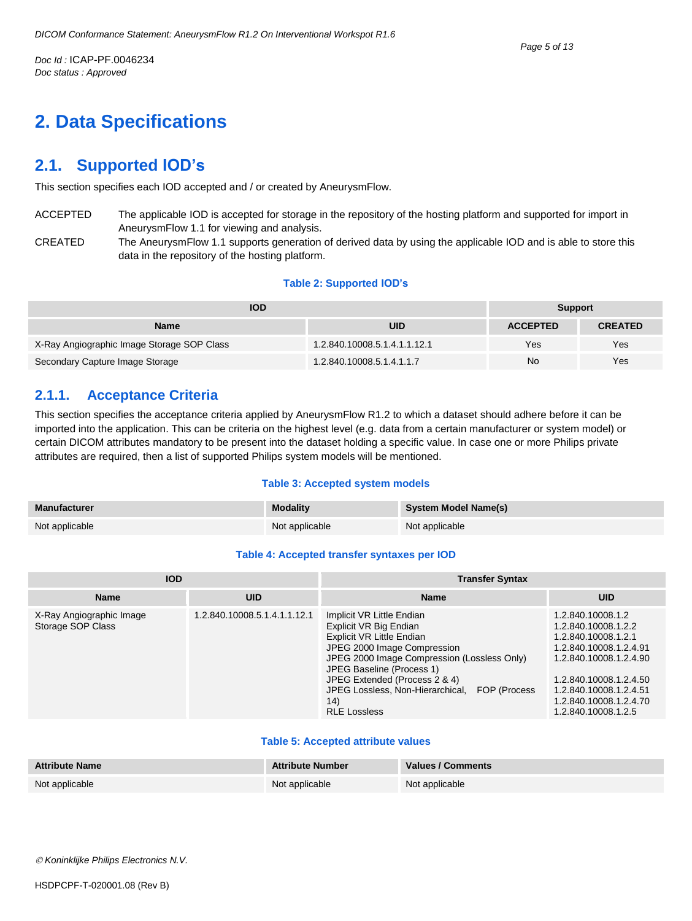# 2. Data Specifications

## 2.1. Supported IOD's

This section specifies each IOD accepted and / or created by AneurysmFlow.

ACCEPTED — The applicable IOD is accepted for storage in the repository of the hosting platform and supported for import in AneurysmFlow 1.1 for viewing and analysis.

CREATED — The AneurysmFlow 1.1 supports generation of derived data by using the applicable IOD and is able to store this data in the repository of the hosting platform.

**Table 2: Supported IOD's**

| IOD | | Support | |
|---|---|---|---|
| **Name** | **UID** | **ACCEPTED** | **CREATED** |
| X-Ray Angiographic Image Storage SOP Class | 1.2.840.10008.5.1.4.1.1.12.1 | Yes | Yes |
| Secondary Capture Image Storage | 1.2.840.10008.5.1.4.1.1.7 | No | Yes |

### 2.1.1. Acceptance Criteria

This section specifies the acceptance criteria applied by AneurysmFlow R1.2 to which a dataset should adhere before it can be imported into the application. This can be criteria on the highest level (e.g. data from a certain manufacturer or system model) or certain DICOM attributes mandatory to be present into the dataset holding a specific value. In case one or more Philips private attributes are required, then a list of supported Philips system models will be mentioned.

**Table 3: Accepted system models**

| Manufacturer | Modality | System Model Name(s) |
|---|---|---|
| Not applicable | Not applicable | Not applicable |

**Table 4: Accepted transfer syntaxes per IOD**

| IOD | | Transfer Syntax | |
|---|---|---|---|
| **Name** | **UID** | **Name** | **UID** |
| X-Ray Angiographic Image Storage SOP Class | 1.2.840.10008.5.1.4.1.1.12.1 | Implicit VR Little Endian | 1.2.840.10008.1.2 |
| | | Explicit VR Big Endian | 1.2.840.10008.1.2.2 |
| | | Explicit VR Little Endian | 1.2.840.10008.1.2.1 |
| | | JPEG 2000 Image Compression | 1.2.840.10008.1.2.4.91 |
| | | JPEG 2000 Image Compression (Lossless Only) | 1.2.840.10008.1.2.4.90 |
| | | JPEG Baseline (Process 1) | 1.2.840.10008.1.2.4.50 |
| | | JPEG Extended (Process 2 & 4) | 1.2.840.10008.1.2.4.51 |
| | | JPEG Lossless, Non-Hierarchical, FOP (Process 14) | 1.2.840.10008.1.2.4.70 |
| | | RLE Lossless | 1.2.840.10008.1.2.5 |

**Table 5: Accepted attribute values**

| Attribute Name | Attribute Number | Values / Comments |
|---|---|---|
| Not applicable | Not applicable | Not applicable |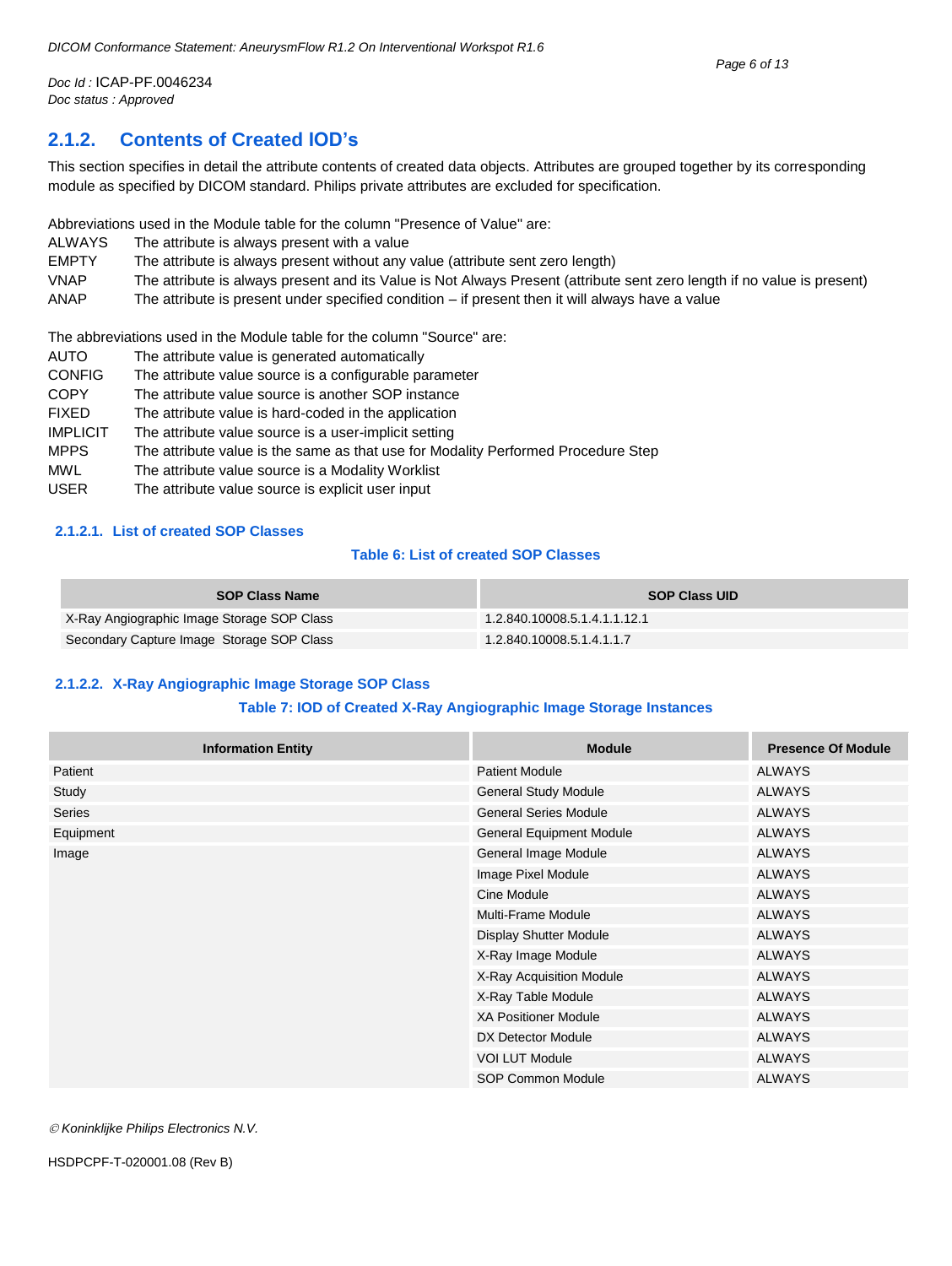## 2.1.2. Contents of Created IOD's

This section specifies in detail the attribute contents of created data objects. Attributes are grouped together by its corresponding module as specified by DICOM standard. Philips private attributes are excluded for specification.

Abbreviations used in the Module table for the column "Presence of Value" are:

| | |
|---|---|
| ALWAYS | The attribute is always present with a value |
| EMPTY | The attribute is always present without any value (attribute sent zero length) |
| VNAP | The attribute is always present and its Value is Not Always Present (attribute sent zero length if no value is present) |
| ANAP | The attribute is present under specified condition – if present then it will always have a value |

The abbreviations used in the Module table for the column "Source" are:

| | |
|---|---|
| AUTO | The attribute value is generated automatically |
| CONFIG | The attribute value source is a configurable parameter |
| COPY | The attribute value source is another SOP instance |
| FIXED | The attribute value is hard-coded in the application |
| IMPLICIT | The attribute value source is a user-implicit setting |
| MPPS | The attribute value is the same as that use for Modality Performed Procedure Step |
| MWL | The attribute value source is a Modality Worklist |
| USER | The attribute value source is explicit user input |

### 2.1.2.1. List of created SOP Classes

**Table 6: List of created SOP Classes**

| SOP Class Name | SOP Class UID |
|---|---|
| X-Ray Angiographic Image Storage SOP Class | 1.2.840.10008.5.1.4.1.1.12.1 |
| Secondary Capture Image Storage SOP Class | 1.2.840.10008.5.1.4.1.1.7 |

### 2.1.2.2. X-Ray Angiographic Image Storage SOP Class

**Table 7: IOD of Created X-Ray Angiographic Image Storage Instances**

| Information Entity | Module | Presence Of Module |
|---|---|---|
| Patient | Patient Module | ALWAYS |
| Study | General Study Module | ALWAYS |
| Series | General Series Module | ALWAYS |
| Equipment | General Equipment Module | ALWAYS |
| Image | General Image Module | ALWAYS |
| | Image Pixel Module | ALWAYS |
| | Cine Module | ALWAYS |
| | Multi-Frame Module | ALWAYS |
| | Display Shutter Module | ALWAYS |
| | X-Ray Image Module | ALWAYS |
| | X-Ray Acquisition Module | ALWAYS |
| | X-Ray Table Module | ALWAYS |
| | XA Positioner Module | ALWAYS |
| | DX Detector Module | ALWAYS |
| | VOI LUT Module | ALWAYS |
| | SOP Common Module | ALWAYS |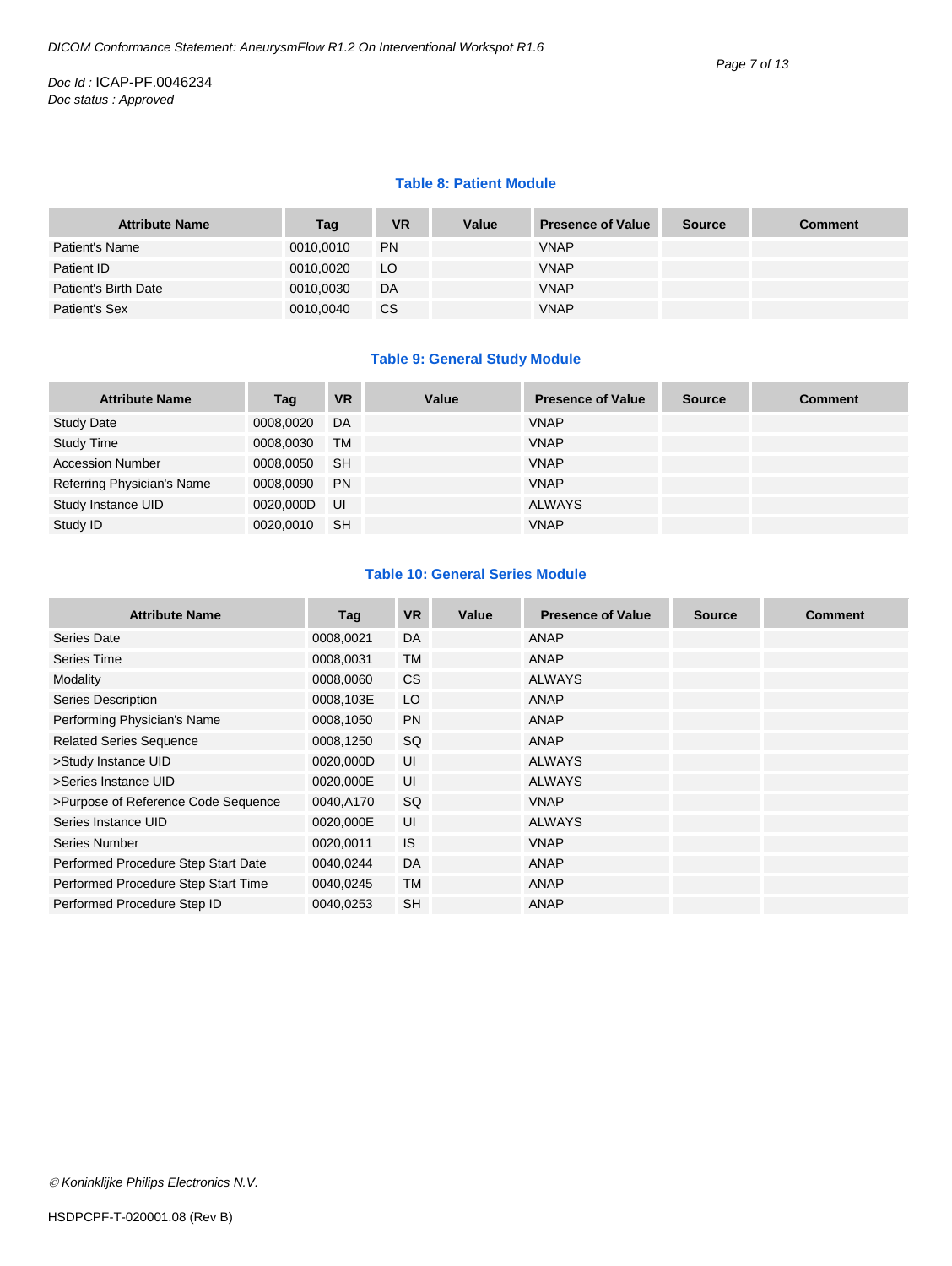**Table 8: Patient Module**

| Attribute Name | Tag | VR | Value | Presence of Value | Source | Comment |
|---|---|---|---|---|---|---|
| Patient's Name | 0010,0010 | PN | | VNAP | | |
| Patient ID | 0010,0020 | LO | | VNAP | | |
| Patient's Birth Date | 0010,0030 | DA | | VNAP | | |
| Patient's Sex | 0010,0040 | CS | | VNAP | | |

**Table 9: General Study Module**

| Attribute Name | Tag | VR | Value | Presence of Value | Source | Comment |
|---|---|---|---|---|---|---|
| Study Date | 0008,0020 | DA | | VNAP | | |
| Study Time | 0008,0030 | TM | | VNAP | | |
| Accession Number | 0008,0050 | SH | | VNAP | | |
| Referring Physician's Name | 0008,0090 | PN | | VNAP | | |
| Study Instance UID | 0020,000D | UI | | ALWAYS | | |
| Study ID | 0020,0010 | SH | | VNAP | | |

**Table 10: General Series Module**

| Attribute Name | Tag | VR | Value | Presence of Value | Source | Comment |
|---|---|---|---|---|---|---|
| Series Date | 0008,0021 | DA | | ANAP | | |
| Series Time | 0008,0031 | TM | | ANAP | | |
| Modality | 0008,0060 | CS | | ALWAYS | | |
| Series Description | 0008,103E | LO | | ANAP | | |
| Performing Physician's Name | 0008,1050 | PN | | ANAP | | |
| Related Series Sequence | 0008,1250 | SQ | | ANAP | | |
| >Study Instance UID | 0020,000D | UI | | ALWAYS | | |
| >Series Instance UID | 0020,000E | UI | | ALWAYS | | |
| >Purpose of Reference Code Sequence | 0040,A170 | SQ | | VNAP | | |
| Series Instance UID | 0020,000E | UI | | ALWAYS | | |
| Series Number | 0020,0011 | IS | | VNAP | | |
| Performed Procedure Step Start Date | 0040,0244 | DA | | ANAP | | |
| Performed Procedure Step Start Time | 0040,0245 | TM | | ANAP | | |
| Performed Procedure Step ID | 0040,0253 | SH | | ANAP | | |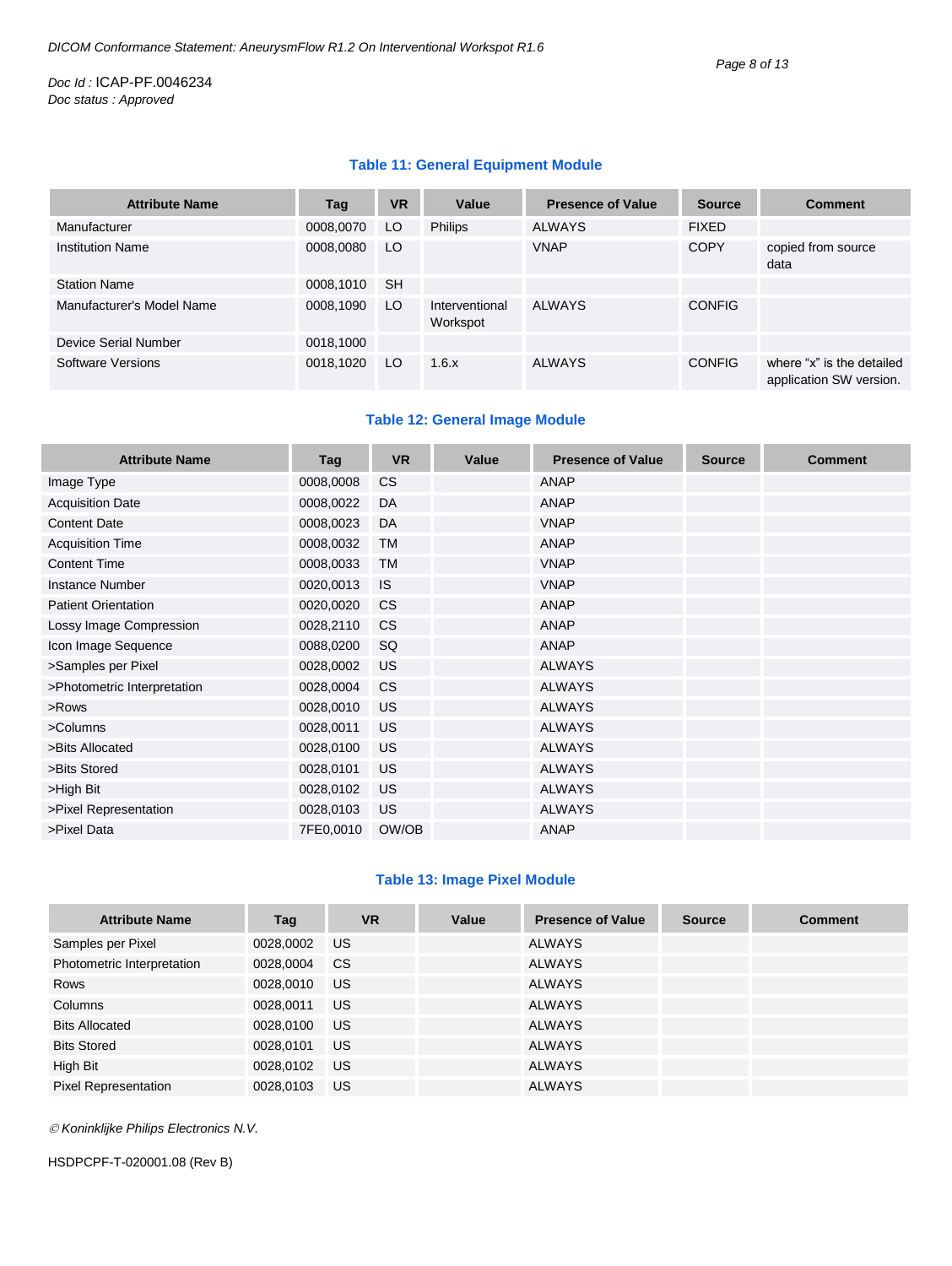**Table 11: General Equipment Module**

| Attribute Name | Tag | VR | Value | Presence of Value | Source | Comment |
|---|---|---|---|---|---|---|
| Manufacturer | 0008,0070 | LO | Philips | ALWAYS | FIXED | |
| Institution Name | 0008,0080 | LO | | VNAP | COPY | copied from source data |
| Station Name | 0008,1010 | SH | | | | |
| Manufacturer's Model Name | 0008,1090 | LO | Interventional Workspot | ALWAYS | CONFIG | |
| Device Serial Number | 0018,1000 | | | | | |
| Software Versions | 0018,1020 | LO | 1.6.x | ALWAYS | CONFIG | where "x" is the detailed application SW version. |

**Table 12: General Image Module**

| Attribute Name | Tag | VR | Value | Presence of Value | Source | Comment |
|---|---|---|---|---|---|---|
| Image Type | 0008,0008 | CS | | ANAP | | |
| Acquisition Date | 0008,0022 | DA | | ANAP | | |
| Content Date | 0008,0023 | DA | | VNAP | | |
| Acquisition Time | 0008,0032 | TM | | ANAP | | |
| Content Time | 0008,0033 | TM | | VNAP | | |
| Instance Number | 0020,0013 | IS | | VNAP | | |
| Patient Orientation | 0020,0020 | CS | | ANAP | | |
| Lossy Image Compression | 0028,2110 | CS | | ANAP | | |
| Icon Image Sequence | 0088,0200 | SQ | | ANAP | | |
| >Samples per Pixel | 0028,0002 | US | | ALWAYS | | |
| >Photometric Interpretation | 0028,0004 | CS | | ALWAYS | | |
| >Rows | 0028,0010 | US | | ALWAYS | | |
| >Columns | 0028,0011 | US | | ALWAYS | | |
| >Bits Allocated | 0028,0100 | US | | ALWAYS | | |
| >Bits Stored | 0028,0101 | US | | ALWAYS | | |
| >High Bit | 0028,0102 | US | | ALWAYS | | |
| >Pixel Representation | 0028,0103 | US | | ALWAYS | | |
| >Pixel Data | 7FE0,0010 | OW/OB | | ANAP | | |

**Table 13: Image Pixel Module**

| Attribute Name | Tag | VR | Value | Presence of Value | Source | Comment |
|---|---|---|---|---|---|---|
| Samples per Pixel | 0028,0002 | US | | ALWAYS | | |
| Photometric Interpretation | 0028,0004 | CS | | ALWAYS | | |
| Rows | 0028,0010 | US | | ALWAYS | | |
| Columns | 0028,0011 | US | | ALWAYS | | |
| Bits Allocated | 0028,0100 | US | | ALWAYS | | |
| Bits Stored | 0028,0101 | US | | ALWAYS | | |
| High Bit | 0028,0102 | US | | ALWAYS | | |
| Pixel Representation | 0028,0103 | US | | ALWAYS | | |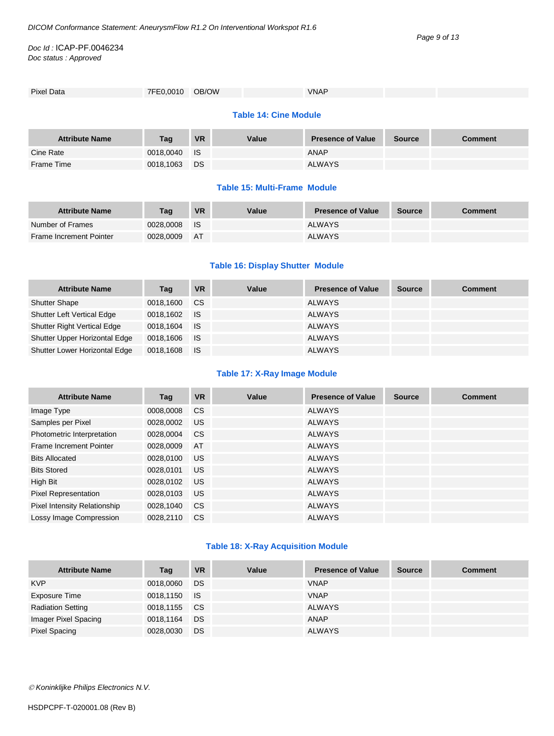| Pixel Data | 7FE0,0010 | OB/OW | | VNAP | | |
|---|---|---|---|---|---|---|

**Table 14: Cine Module**

| Attribute Name | Tag | VR | Value | Presence of Value | Source | Comment |
|---|---|---|---|---|---|---|
| Cine Rate | 0018,0040 | IS | | ANAP | | |
| Frame Time | 0018,1063 | DS | | ALWAYS | | |

**Table 15: Multi-Frame Module**

| Attribute Name | Tag | VR | Value | Presence of Value | Source | Comment |
|---|---|---|---|---|---|---|
| Number of Frames | 0028,0008 | IS | | ALWAYS | | |
| Frame Increment Pointer | 0028,0009 | AT | | ALWAYS | | |

**Table 16: Display Shutter Module**

| Attribute Name | Tag | VR | Value | Presence of Value | Source | Comment |
|---|---|---|---|---|---|---|
| Shutter Shape | 0018,1600 | CS | | ALWAYS | | |
| Shutter Left Vertical Edge | 0018,1602 | IS | | ALWAYS | | |
| Shutter Right Vertical Edge | 0018,1604 | IS | | ALWAYS | | |
| Shutter Upper Horizontal Edge | 0018,1606 | IS | | ALWAYS | | |
| Shutter Lower Horizontal Edge | 0018,1608 | IS | | ALWAYS | | |

**Table 17: X-Ray Image Module**

| Attribute Name | Tag | VR | Value | Presence of Value | Source | Comment |
|---|---|---|---|---|---|---|
| Image Type | 0008,0008 | CS | | ALWAYS | | |
| Samples per Pixel | 0028,0002 | US | | ALWAYS | | |
| Photometric Interpretation | 0028,0004 | CS | | ALWAYS | | |
| Frame Increment Pointer | 0028,0009 | AT | | ALWAYS | | |
| Bits Allocated | 0028,0100 | US | | ALWAYS | | |
| Bits Stored | 0028,0101 | US | | ALWAYS | | |
| High Bit | 0028,0102 | US | | ALWAYS | | |
| Pixel Representation | 0028,0103 | US | | ALWAYS | | |
| Pixel Intensity Relationship | 0028,1040 | CS | | ALWAYS | | |
| Lossy Image Compression | 0028,2110 | CS | | ALWAYS | | |

**Table 18: X-Ray Acquisition Module**

| Attribute Name | Tag | VR | Value | Presence of Value | Source | Comment |
|---|---|---|---|---|---|---|
| KVP | 0018,0060 | DS | | VNAP | | |
| Exposure Time | 0018,1150 | IS | | VNAP | | |
| Radiation Setting | 0018,1155 | CS | | ALWAYS | | |
| Imager Pixel Spacing | 0018,1164 | DS | | ANAP | | |
| Pixel Spacing | 0028,0030 | DS | | ALWAYS | | |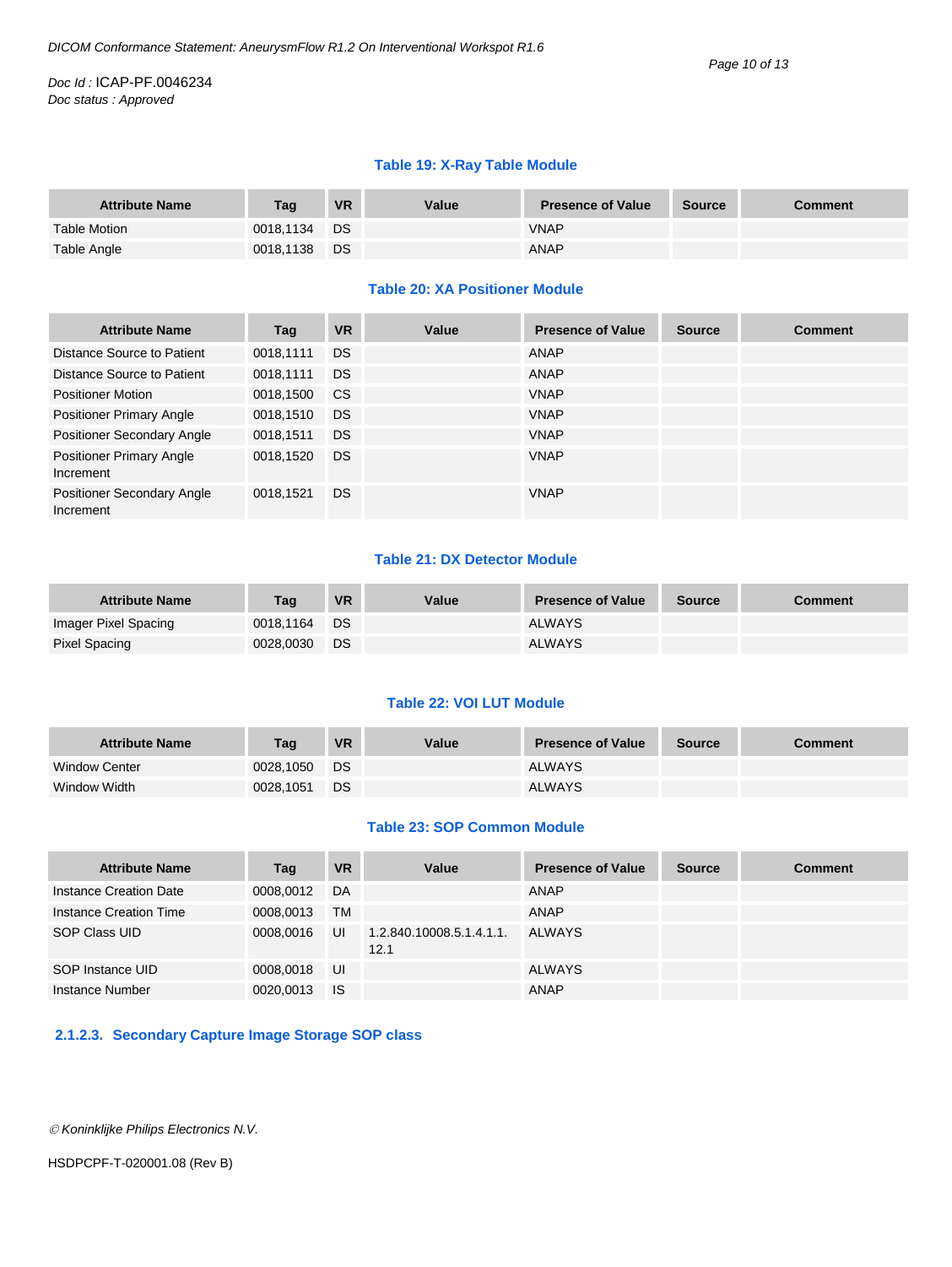**Table 19: X-Ray Table Module**

| Attribute Name | Tag | VR | Value | Presence of Value | Source | Comment |
|---|---|---|---|---|---|---|
| Table Motion | 0018,1134 | DS | | VNAP | | |
| Table Angle | 0018,1138 | DS | | ANAP | | |

**Table 20: XA Positioner Module**

| Attribute Name | Tag | VR | Value | Presence of Value | Source | Comment |
|---|---|---|---|---|---|---|
| Distance Source to Patient | 0018,1111 | DS | | ANAP | | |
| Distance Source to Patient | 0018,1111 | DS | | ANAP | | |
| Positioner Motion | 0018,1500 | CS | | VNAP | | |
| Positioner Primary Angle | 0018,1510 | DS | | VNAP | | |
| Positioner Secondary Angle | 0018,1511 | DS | | VNAP | | |
| Positioner Primary Angle Increment | 0018,1520 | DS | | VNAP | | |
| Positioner Secondary Angle Increment | 0018,1521 | DS | | VNAP | | |

**Table 21: DX Detector Module**

| Attribute Name | Tag | VR | Value | Presence of Value | Source | Comment |
|---|---|---|---|---|---|---|
| Imager Pixel Spacing | 0018,1164 | DS | | ALWAYS | | |
| Pixel Spacing | 0028,0030 | DS | | ALWAYS | | |

**Table 22: VOI LUT Module**

| Attribute Name | Tag | VR | Value | Presence of Value | Source | Comment |
|---|---|---|---|---|---|---|
| Window Center | 0028,1050 | DS | | ALWAYS | | |
| Window Width | 0028,1051 | DS | | ALWAYS | | |

**Table 23: SOP Common Module**

| Attribute Name | Tag | VR | Value | Presence of Value | Source | Comment |
|---|---|---|---|---|---|---|
| Instance Creation Date | 0008,0012 | DA | | ANAP | | |
| Instance Creation Time | 0008,0013 | TM | | ANAP | | |
| SOP Class UID | 0008,0016 | UI | 1.2.840.10008.5.1.4.1.1.12.1 | ALWAYS | | |
| SOP Instance UID | 0008,0018 | UI | | ALWAYS | | |
| Instance Number | 0020,0013 | IS | | ANAP | | |

### 2.1.2.3. Secondary Capture Image Storage SOP class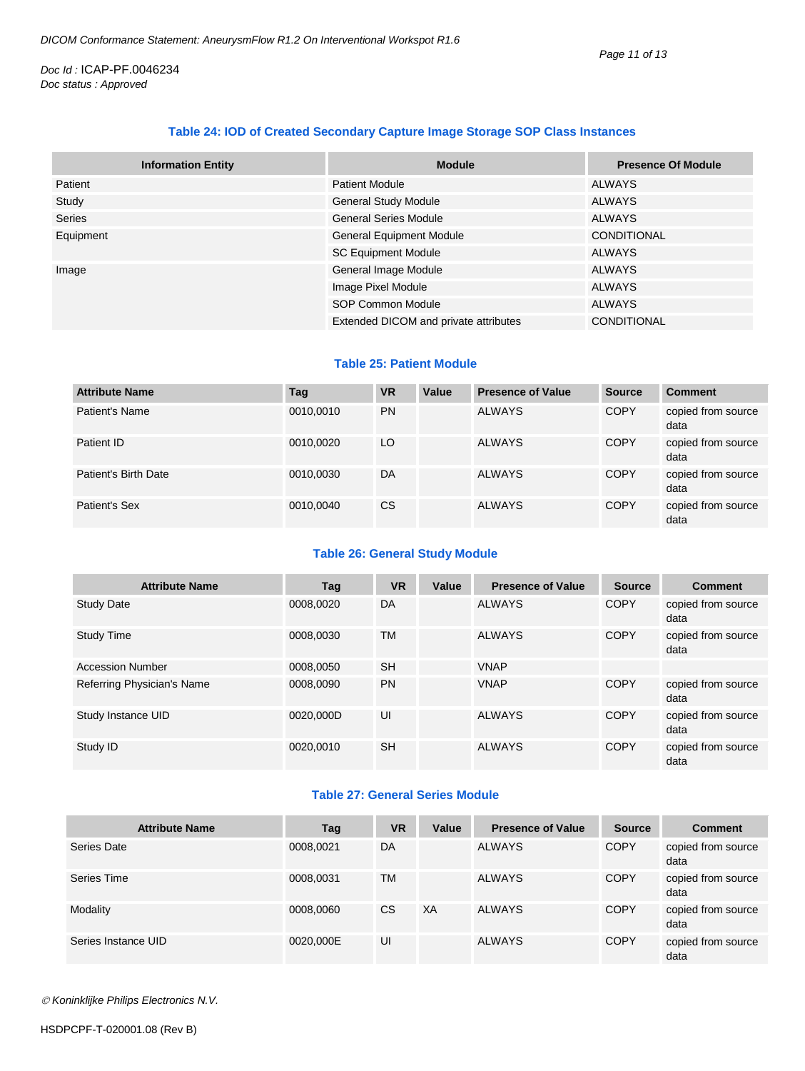### Table 24: IOD of Created Secondary Capture Image Storage SOP Class Instances

| Information Entity | Module | Presence Of Module |
|---|---|---|
| Patient | Patient Module | ALWAYS |
| Study | General Study Module | ALWAYS |
| Series | General Series Module | ALWAYS |
| Equipment | General Equipment Module | CONDITIONAL |
| | SC Equipment Module | ALWAYS |
| Image | General Image Module | ALWAYS |
| | Image Pixel Module | ALWAYS |
| | SOP Common Module | ALWAYS |
| | Extended DICOM and private attributes | CONDITIONAL |

### Table 25: Patient Module

| Attribute Name | Tag | VR | Value | Presence of Value | Source | Comment |
|---|---|---|---|---|---|---|
| Patient's Name | 0010,0010 | PN | | ALWAYS | COPY | copied from source data |
| Patient ID | 0010,0020 | LO | | ALWAYS | COPY | copied from source data |
| Patient's Birth Date | 0010,0030 | DA | | ALWAYS | COPY | copied from source data |
| Patient's Sex | 0010,0040 | CS | | ALWAYS | COPY | copied from source data |

### Table 26: General Study Module

| Attribute Name | Tag | VR | Value | Presence of Value | Source | Comment |
|---|---|---|---|---|---|---|
| Study Date | 0008,0020 | DA | | ALWAYS | COPY | copied from source data |
| Study Time | 0008,0030 | TM | | ALWAYS | COPY | copied from source data |
| Accession Number | 0008,0050 | SH | | VNAP | | |
| Referring Physician's Name | 0008,0090 | PN | | VNAP | COPY | copied from source data |
| Study Instance UID | 0020,000D | UI | | ALWAYS | COPY | copied from source data |
| Study ID | 0020,0010 | SH | | ALWAYS | COPY | copied from source data |

### Table 27: General Series Module

| Attribute Name | Tag | VR | Value | Presence of Value | Source | Comment |
|---|---|---|---|---|---|---|
| Series Date | 0008,0021 | DA | | ALWAYS | COPY | copied from source data |
| Series Time | 0008,0031 | TM | | ALWAYS | COPY | copied from source data |
| Modality | 0008,0060 | CS | XA | ALWAYS | COPY | copied from source data |
| Series Instance UID | 0020,000E | UI | | ALWAYS | COPY | copied from source data |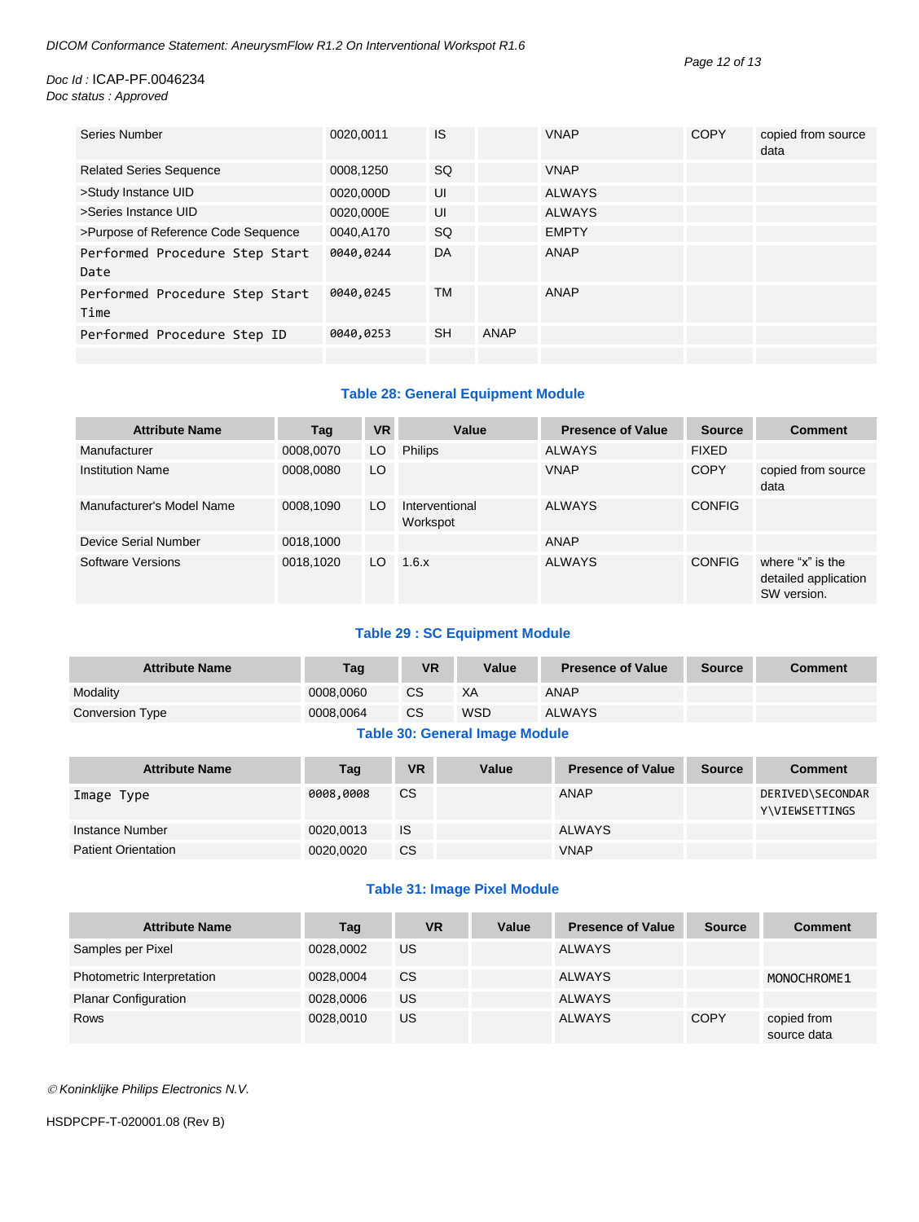| | | | | | | |
|---|---|---|---|---|---|---|
| Series Number | 0020,0011 | IS | | VNAP | COPY | copied from source data |
| Related Series Sequence | 0008,1250 | SQ | | VNAP | | |
| >Study Instance UID | 0020,000D | UI | | ALWAYS | | |
| >Series Instance UID | 0020,000E | UI | | ALWAYS | | |
| >Purpose of Reference Code Sequence | 0040,A170 | SQ | | EMPTY | | |
| Performed Procedure Step Start Date | 0040,0244 | DA | | ANAP | | |
| Performed Procedure Step Start Time | 0040,0245 | TM | | ANAP | | |
| Performed Procedure Step ID | 0040,0253 | SH | ANAP | | | |
| | | | | | | |

**Table 28: General Equipment Module**

| Attribute Name | Tag | VR | Value | Presence of Value | Source | Comment |
|---|---|---|---|---|---|---|
| Manufacturer | 0008,0070 | LO | Philips | ALWAYS | FIXED | |
| Institution Name | 0008,0080 | LO | | VNAP | COPY | copied from source data |
| Manufacturer's Model Name | 0008,1090 | LO | Interventional Workspot | ALWAYS | CONFIG | |
| Device Serial Number | 0018,1000 | | | ANAP | | |
| Software Versions | 0018,1020 | LO | 1.6.x | ALWAYS | CONFIG | where "x" is the detailed application SW version. |

**Table 29 : SC Equipment Module**

| Attribute Name | Tag | VR | Value | Presence of Value | Source | Comment |
|---|---|---|---|---|---|---|
| Modality | 0008,0060 | CS | XA | ANAP | | |
| Conversion Type | 0008,0064 | CS | WSD | ALWAYS | | |

**Table 30: General Image Module**

| Attribute Name | Tag | VR | Value | Presence of Value | Source | Comment |
|---|---|---|---|---|---|---|
| Image Type | 0008,0008 | CS | | ANAP | | DERIVED\SECONDARY\VIEWSETTINGS |
| Instance Number | 0020,0013 | IS | | ALWAYS | | |
| Patient Orientation | 0020,0020 | CS | | VNAP | | |

**Table 31: Image Pixel Module**

| Attribute Name | Tag | VR | Value | Presence of Value | Source | Comment |
|---|---|---|---|---|---|---|
| Samples per Pixel | 0028,0002 | US | | ALWAYS | | |
| Photometric Interpretation | 0028,0004 | CS | | ALWAYS | | MONOCHROME1 |
| Planar Configuration | 0028,0006 | US | | ALWAYS | | |
| Rows | 0028,0010 | US | | ALWAYS | COPY | copied from source data |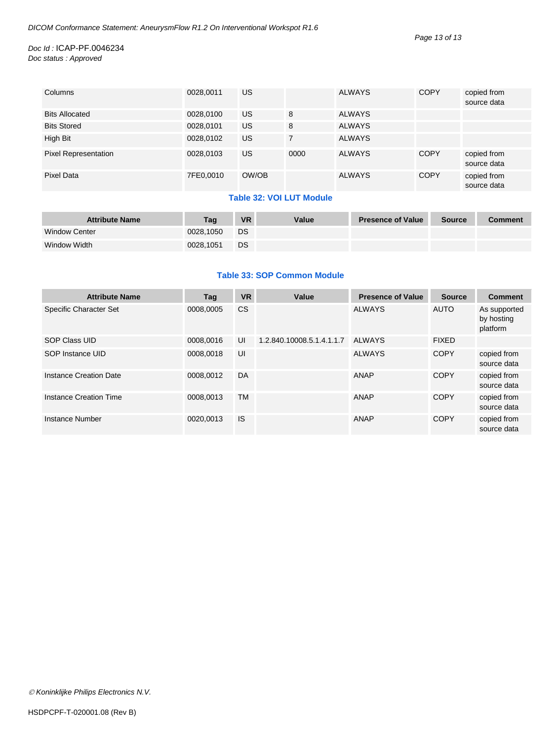| | | | | | | |
|---|---|---|---|---|---|---|
| Columns | 0028,0011 | US | | ALWAYS | COPY | copied from source data |
| Bits Allocated | 0028,0100 | US | 8 | ALWAYS | | |
| Bits Stored | 0028,0101 | US | 8 | ALWAYS | | |
| High Bit | 0028,0102 | US | 7 | ALWAYS | | |
| Pixel Representation | 0028,0103 | US | 0000 | ALWAYS | COPY | copied from source data |
| Pixel Data | 7FE0,0010 | OW/OB | | ALWAYS | COPY | copied from source data |

**Table 32: VOI LUT Module**

| Attribute Name | Tag | VR | Value | Presence of Value | Source | Comment |
|---|---|---|---|---|---|---|
| Window Center | 0028,1050 | DS | | | | |
| Window Width | 0028,1051 | DS | | | | |

**Table 33: SOP Common Module**

| Attribute Name | Tag | VR | Value | Presence of Value | Source | Comment |
|---|---|---|---|---|---|---|
| Specific Character Set | 0008,0005 | CS | | ALWAYS | AUTO | As supported by hosting platform |
| SOP Class UID | 0008,0016 | UI | 1.2.840.10008.5.1.4.1.1.7 | ALWAYS | FIXED | |
| SOP Instance UID | 0008,0018 | UI | | ALWAYS | COPY | copied from source data |
| Instance Creation Date | 0008,0012 | DA | | ANAP | COPY | copied from source data |
| Instance Creation Time | 0008,0013 | TM | | ANAP | COPY | copied from source data |
| Instance Number | 0020,0013 | IS | | ANAP | COPY | copied from source data |